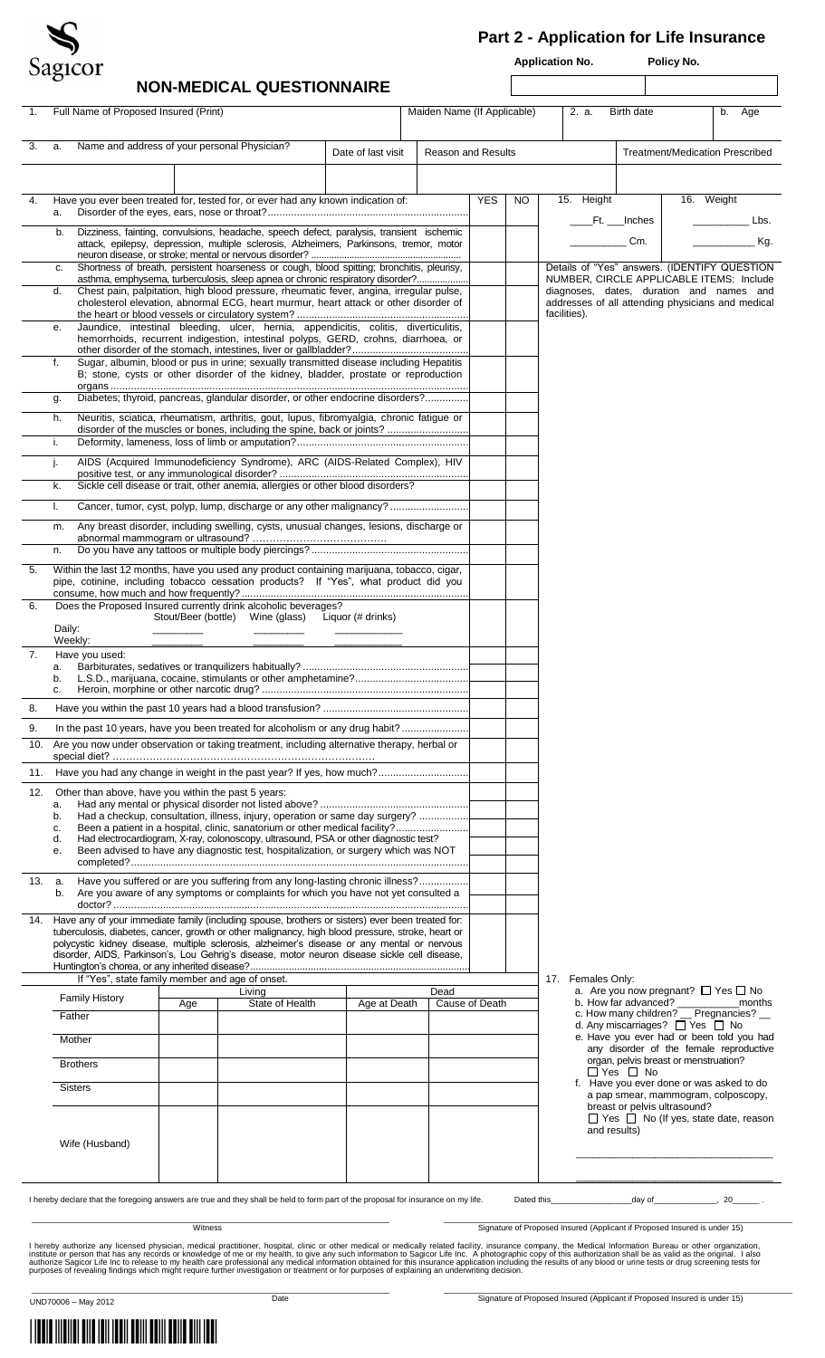Sagicor

# Part 2 - Application for Life Insurance

Application No. | Policy No.

## NON-MEDICAL QUESTIONNAIRE

| 1. Full Name of Proposed Insured (Print) | Maiden Name (If Applicable) | 2. a. Birth date | b. Age |
|---|---|---|---|
| | | | |

| 3. a. Name and address of your personal Physician? | Date of last visit | Reason and Results | Treatment/Medication Prescribed |
|---|---|---|---|
| | | | |

| | | YES | NO |
|---|---|---|---|
| 4. | Have you ever been treated for, tested for, or ever had any known indication of: | | |
| a. | Disorder of the eyes, ears, nose or throat? | | |
| b. | Dizziness, fainting, convulsions, headache, speech defect, paralysis, transient ischemic attack, epilepsy, depression, multiple sclerosis, Alzheimers, Parkinsons, tremor, motor neuron disease, or stroke; mental or nervous disorder? | | |
| c. | Shortness of breath, persistent hoarseness or cough, blood spitting; bronchitis, pleurisy, asthma, emphysema, turberculosis, sleep apnea or chronic respiratory disorder? | | |
| d. | Chest pain, palpitation, high blood pressure, rheumatic fever, angina, irregular pulse, cholesterol elevation, abnormal ECG, heart murmur, heart attack or other disorder of the heart or blood vessels or circulatory system? | | |
| e. | Jaundice, intestinal bleeding, ulcer, hernia, appendicitis, colitis, diverticulitis, hemorrhoids, recurrent indigestion, intestinal polyps, GERD, crohns, diarrhoea, or other disorder of the stomach, intestines, liver or gallbladder? | | |
| f. | Sugar, albumin, blood or pus in urine; sexually transmitted disease including Hepatitis B; stone, cysts or other disorder of the kidney, bladder, prostate or reproduction organs | | |
| g. | Diabetes; thyroid, pancreas, glandular disorder, or other endocrine disorders? | | |
| h. | Neuritis, sciatica, rheumatism, arthritis, gout, lupus, fibromyalgia, chronic fatigue or disorder of the muscles or bones, including the spine, back or joints? | | |
| i. | Deformity, lameness, loss of limb or amputation? | | |
| j. | AIDS (Acquired Immunodeficiency Syndrome), ARC (AIDS-Related Complex), HIV positive test, or any immunological disorder? | | |
| k. | Sickle cell disease or trait, other anemia, allergies or other blood disorders? | | |
| l. | Cancer, tumor, cyst, polyp, lump, discharge or any other malignancy? | | |
| m. | Any breast disorder, including swelling, cysts, unusual changes, lesions, discharge or abnormal mammogram or ultrasound? | | |
| n. | Do you have any tattoos or multiple body piercings? | | |
| 5. | Within the last 12 months, have you used any product containing marijuana, tobacco, cigar, pipe, cotinine, including tobacco cessation products? If "Yes", what product did you consume, how much and how frequently? | | |
| 6. | Does the Proposed Insured currently drink alcoholic beverages? | | |

| | Stout/Beer (bottle) | Wine (glass) | Liquor (# drinks) |
|---|---|---|---|
| Daily: | | | |
| Weekly: | | | |

| | | YES | NO |
|---|---|---|---|
| 7. | Have you used: | | |
| a. | Barbiturates, sedatives or tranquilizers habitually? | | |
| b. | L.S.D., marijuana, cocaine, stimulants or other amphetamine? | | |
| c. | Heroin, morphine or other narcotic drug? | | |
| 8. | Have you within the past 10 years had a blood transfusion? | | |
| 9. | In the past 10 years, have you been treated for alcoholism or any drug habit? | | |
| 10. | Are you now under observation or taking treatment, including alternative therapy, herbal or special diet? | | |
| 11. | Have you had any change in weight in the past year? If yes, how much? | | |
| 12. | Other than above, have you within the past 5 years: | | |
| a. | Had any mental or physical disorder not listed above? | | |
| b. | Had a checkup, consultation, illness, injury, operation or same day surgery? | | |
| c. | Been a patient in a hospital, clinic, sanatorium or other medical facility? | | |
| d. | Had electrocardiogram, X-ray, colonoscopy, ultrasound, PSA or other diagnostic test? | | |
| e. | Been advised to have any diagnostic test, hospitalization, or surgery which was NOT completed? | | |
| 13. a. | Have you suffered or are you suffering from any long-lasting chronic illness? | | |
| b. | Are you aware of any symptoms or complaints for which you have not yet consulted a doctor? | | |
| 14. | Have any of your immediate family (including spouse, brothers or sisters) ever been treated for: tuberculosis, diabetes, cancer, growth or other malignancy, high blood pressure, stroke, heart or polycystic kidney disease, multiple sclerosis, alzheimer's disease or any mental or nervous disorder, AIDS, Parkinson's, Lou Gehrig's disease, motor neuron disease sickle cell disease, Huntington's chorea, or any inherited disease? | | |

If "Yes", state family member and age of onset.

| Family History | Living | | Dead | |
|---|---|---|---|---|
| | Age | State of Health | Age at Death | Cause of Death |
| Father | | | | |
| Mother | | | | |
| Brothers | | | | |
| Sisters | | | | |
| Wife (Husband) | | | | |

15. Height ____Ft. ___Inches / __________ Cm.

16. Weight __________ Lbs. / __________ Kg.

Details of "Yes" answers. (IDENTIFY QUESTION NUMBER, CIRCLE APPLICABLE ITEMS: Include diagnoses, dates, duration and names and addresses of all attending physicians and medical facilities).

17. Females Only:
a. Are you now pregnant? ☐ Yes ☐ No
b. How far advanced? __________ months
c. How many children? __ Pregnancies? __
d. Any miscarriages? ☐ Yes ☐ No
e. Have you ever had or been told you had any disorder of the female reproductive organ, pelvis breast or menstruation? ☐ Yes ☐ No
f. Have you ever done or was asked to do a pap smear, mammogram, colposcopy, breast or pelvis ultrasound? ☐ Yes ☐ No (If yes, state date, reason and results)

I hereby declare that the foregoing answers are true and they shall be held to form part of the proposal for insurance on my life. Dated this__________day of__________, 20_____ .

Witness | Signature of Proposed Insured (Applicant if Proposed Insured is under 15)

I hereby authorize any licensed physician, medical practitioner, hospital, clinic or other medical or medically related facility, insurance company, the Medical Information Bureau or other organization, institute or person that has any records or knowledge of me or my health, to give any such information to Sagicor Life Inc. A photographic copy of this authorization shall be as valid as the original. I also authorize Sagicor Life Inc to release to my health care professional any medical information obtained for this insurance application including the results of any blood or urine tests or drug screening tests for purposes of revealing findings which might require further investigation or treatment or for purposes of explaining an underwriting decision.

Date | Signature of Proposed Insured (Applicant if Proposed Insured is under 15)

UND70006 – May 2012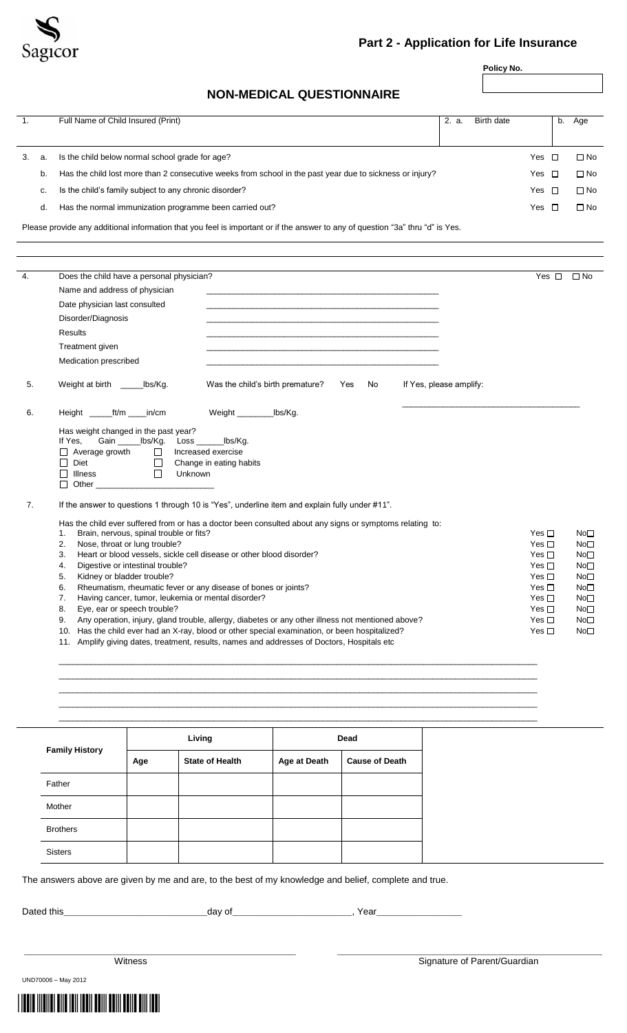Sagicor

## Part 2 - Application for Life Insurance

**Policy No.**

# NON-MEDICAL QUESTIONNAIRE

1. Full Name of Child Insured (Print)

2. a. Birth date b. Age

3.
   a. Is the child below normal school grade for age? Yes ☐ ☐ No
   b. Has the child lost more than 2 consecutive weeks from school in the past year due to sickness or injury? Yes ☐ ☐ No
   c. Is the child's family subject to any chronic disorder? Yes ☐ ☐ No
   d. Has the normal immunization programme been carried out? Yes ☐ ☐ No

Please provide any additional information that you feel is important or if the answer to any of question "3a" thru "d" is Yes.

4. Does the child have a personal physician? Yes ☐ ☐ No
   - Name and address of physician ______________________________
   - Date physician last consulted ______________________________
   - Disorder/Diagnosis ______________________________
   - Results ______________________________
   - Treatment given ______________________________
   - Medication prescribed ______________________________

5. Weight at birth _____lbs/Kg. Was the child's birth premature? Yes No If Yes, please amplify: ______________________________

6. Height _____ft/m ____in/cm Weight ________lbs/Kg.

   Has weight changed in the past year?
   If Yes, Gain _____lbs/Kg. Loss ______lbs/Kg.
   - ☐ Average growth ☐ Increased exercise
   - ☐ Diet ☐ Change in eating habits
   - ☐ Illness ☐ Unknown
   - ☐ Other ______________________

7. If the answer to questions 1 through 10 is "Yes", underline item and explain fully under #11".

   Has the child ever suffered from or has a doctor been consulted about any signs or symptoms relating to:
   1. Brain, nervous, spinal trouble or fits? Yes ☐ No☐
   2. Nose, throat or lung trouble? Yes ☐ No☐
   3. Heart or blood vessels, sickle cell disease or other blood disorder? Yes ☐ No☐
   4. Digestive or intestinal trouble? Yes ☐ No☐
   5. Kidney or bladder trouble? Yes ☐ No☐
   6. Rheumatism, rheumatic fever or any disease of bones or joints? Yes ☐ No☐
   7. Having cancer, tumor, leukemia or mental disorder? Yes ☐ No☐
   8. Eye, ear or speech trouble? Yes ☐ No☐
   9. Any operation, injury, gland trouble, allergy, diabetes or any other illness not mentioned above? Yes ☐ No☐
   10. Has the child ever had an X-ray, blood or other special examination, or been hospitalized? Yes ☐ No☐
   11. Amplify giving dates, treatment, results, names and addresses of Doctors, Hospitals etc

| Family History | Living | | Dead | |
|---|---|---|---|---|
| | Age | State of Health | Age at Death | Cause of Death |
| Father | | | | |
| Mother | | | | |
| Brothers | | | | |
| Sisters | | | | |

The answers above are given by me and are, to the best of my knowledge and belief, complete and true.

Dated this___________________________day of______________________, Year________________

Witness Signature of Parent/Guardian

UND70006 – May 2012